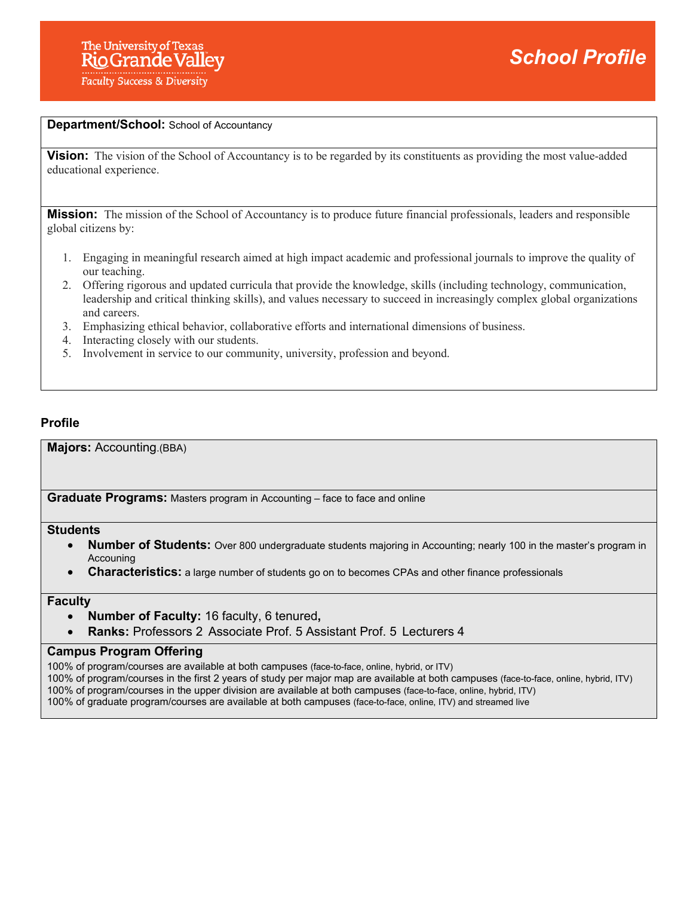The University of Texas Rio Grande Valley
Faculty Success & Diversity

# School Profile

**Department/School:** School of Accountancy

**Vision:** The vision of the School of Accountancy is to be regarded by its constituents as providing the most value-added educational experience.

**Mission:** The mission of the School of Accountancy is to produce future financial professionals, leaders and responsible global citizens by:

1. Engaging in meaningful research aimed at high impact academic and professional journals to improve the quality of our teaching.
2. Offering rigorous and updated curricula that provide the knowledge, skills (including technology, communication, leadership and critical thinking skills), and values necessary to succeed in increasingly complex global organizations and careers.
3. Emphasizing ethical behavior, collaborative efforts and international dimensions of business.
4. Interacting closely with our students.
5. Involvement in service to our community, university, profession and beyond.

## Profile

**Majors:** Accounting.(BBA)

**Graduate Programs:** Masters program in Accounting – face to face and online

**Students**

- **Number of Students:** Over 800 undergraduate students majoring in Accounting; nearly 100 in the master's program in Accouning
- **Characteristics:** a large number of students go on to becomes CPAs and other finance professionals

**Faculty**

- **Number of Faculty:** 16 faculty, 6 tenured**,**
- **Ranks:** Professors 2 Associate Prof. 5 Assistant Prof. 5 Lecturers 4

**Campus Program Offering**

100% of program/courses are available at both campuses (face-to-face, online, hybrid, or ITV)
100% of program/courses in the first 2 years of study per major map are available at both campuses (face-to-face, online, hybrid, ITV)
100% of program/courses in the upper division are available at both campuses (face-to-face, online, hybrid, ITV)
100% of graduate program/courses are available at both campuses (face-to-face, online, ITV) and streamed live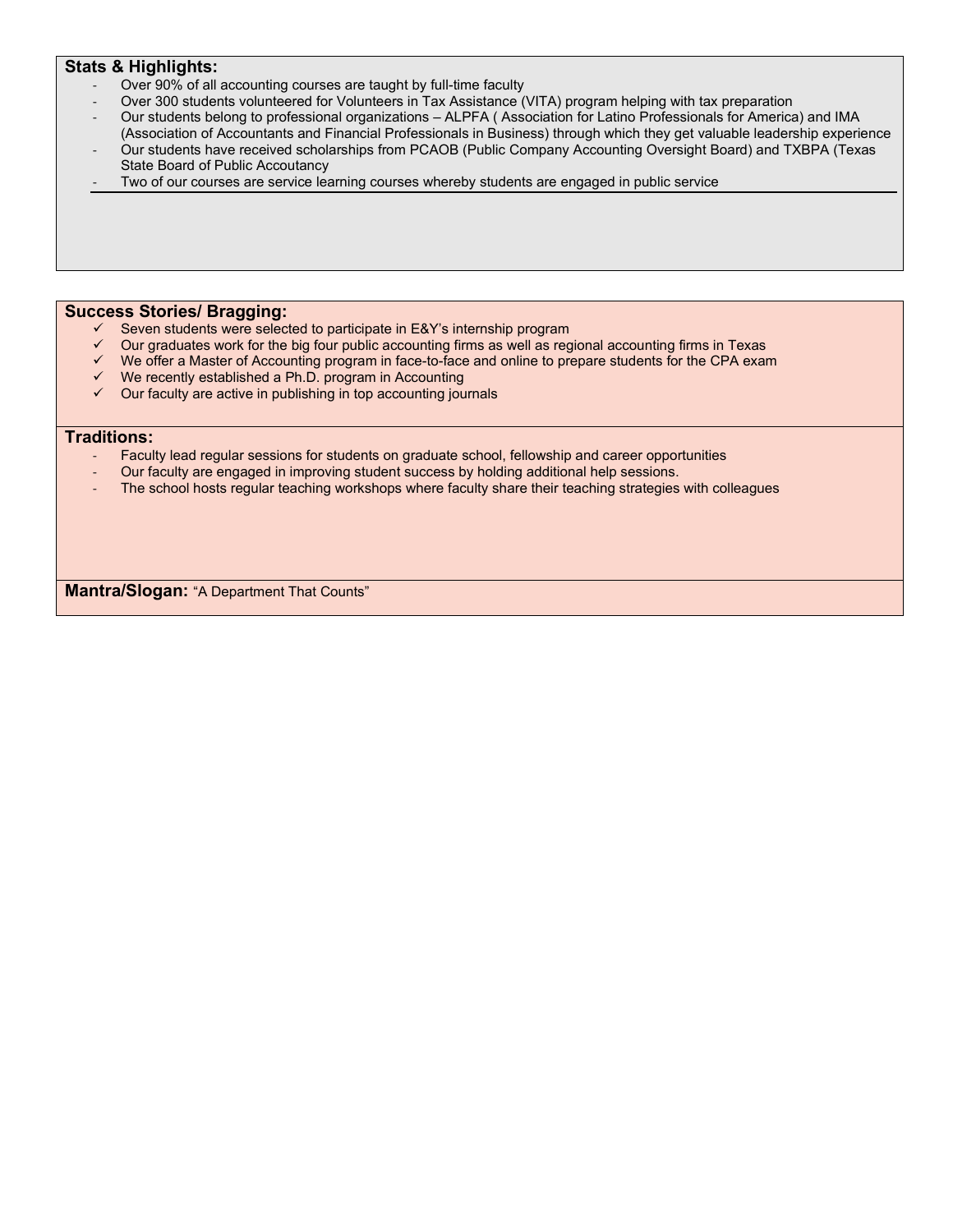## Stats & Highlights:

- Over 90% of all accounting courses are taught by full-time faculty
- Over 300 students volunteered for Volunteers in Tax Assistance (VITA) program helping with tax preparation
- Our students belong to professional organizations – ALPFA ( Association for Latino Professionals for America) and IMA (Association of Accountants and Financial Professionals in Business) through which they get valuable leadership experience
- Our students have received scholarships from PCAOB (Public Company Accounting Oversight Board) and TXBPA (Texas State Board of Public Accoutancy
- Two of our courses are service learning courses whereby students are engaged in public service

## Success Stories/ Bragging:

- ✓ Seven students were selected to participate in E&Y's internship program
- ✓ Our graduates work for the big four public accounting firms as well as regional accounting firms in Texas
- ✓ We offer a Master of Accounting program in face-to-face and online to prepare students for the CPA exam
- ✓ We recently established a Ph.D. program in Accounting
- ✓ Our faculty are active in publishing in top accounting journals

## Traditions:

- Faculty lead regular sessions for students on graduate school, fellowship and career opportunities
- Our faculty are engaged in improving student success by holding additional help sessions.
- The school hosts regular teaching workshops where faculty share their teaching strategies with colleagues

**Mantra/Slogan:** "A Department That Counts"